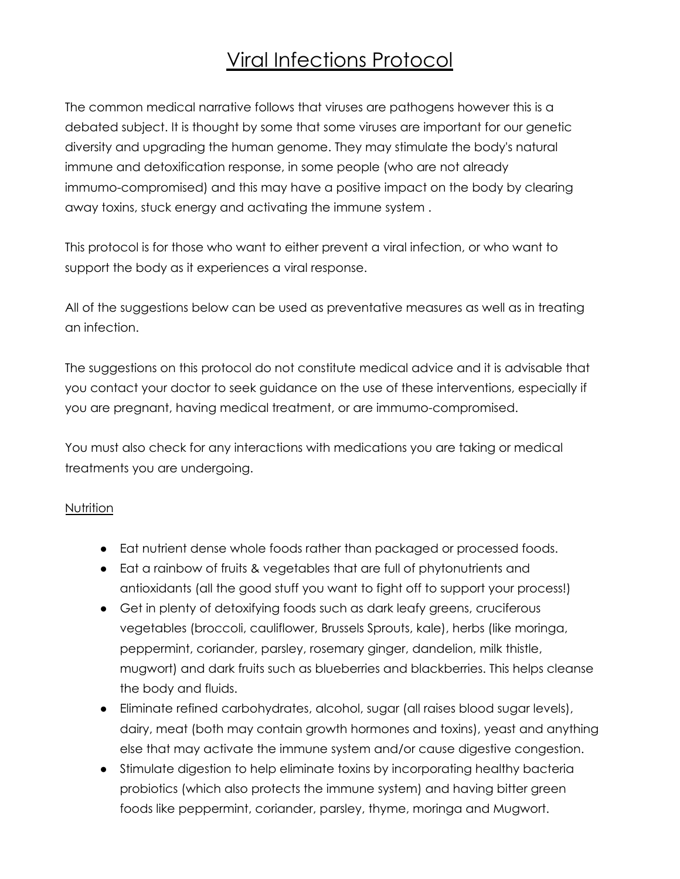# Viral Infections Protocol

The common medical narrative follows that viruses are pathogens however this is a debated subject. It is thought by some that some viruses are important for our genetic diversity and upgrading the human genome. They may stimulate the body's natural immune and detoxification response, in some people (who are not already immumo-compromised) and this may have a positive impact on the body by clearing away toxins, stuck energy and activating the immune system .

This protocol is for those who want to either prevent a viral infection, or who want to support the body as it experiences a viral response.

All of the suggestions below can be used as preventative measures as well as in treating an infection.

The suggestions on this protocol do not constitute medical advice and it is advisable that you contact your doctor to seek guidance on the use of these interventions, especially if you are pregnant, having medical treatment, or are immumo-compromised.

You must also check for any interactions with medications you are taking or medical treatments you are undergoing.

## Nutrition

- Eat nutrient dense whole foods rather than packaged or processed foods.
- Eat a rainbow of fruits & vegetables that are full of phytonutrients and antioxidants (all the good stuff you want to fight off to support your process!)
- Get in plenty of detoxifying foods such as dark leafy greens, cruciferous vegetables (broccoli, cauliflower, Brussels Sprouts, kale), herbs (like moringa, peppermint, coriander, parsley, rosemary ginger, dandelion, milk thistle, mugwort) and dark fruits such as blueberries and blackberries. This helps cleanse the body and fluids.
- Eliminate refined carbohydrates, alcohol, sugar (all raises blood sugar levels), dairy, meat (both may contain growth hormones and toxins), yeast and anything else that may activate the immune system and/or cause digestive congestion.
- Stimulate digestion to help eliminate toxins by incorporating healthy bacteria probiotics (which also protects the immune system) and having bitter green foods like peppermint, coriander, parsley, thyme, moringa and Mugwort.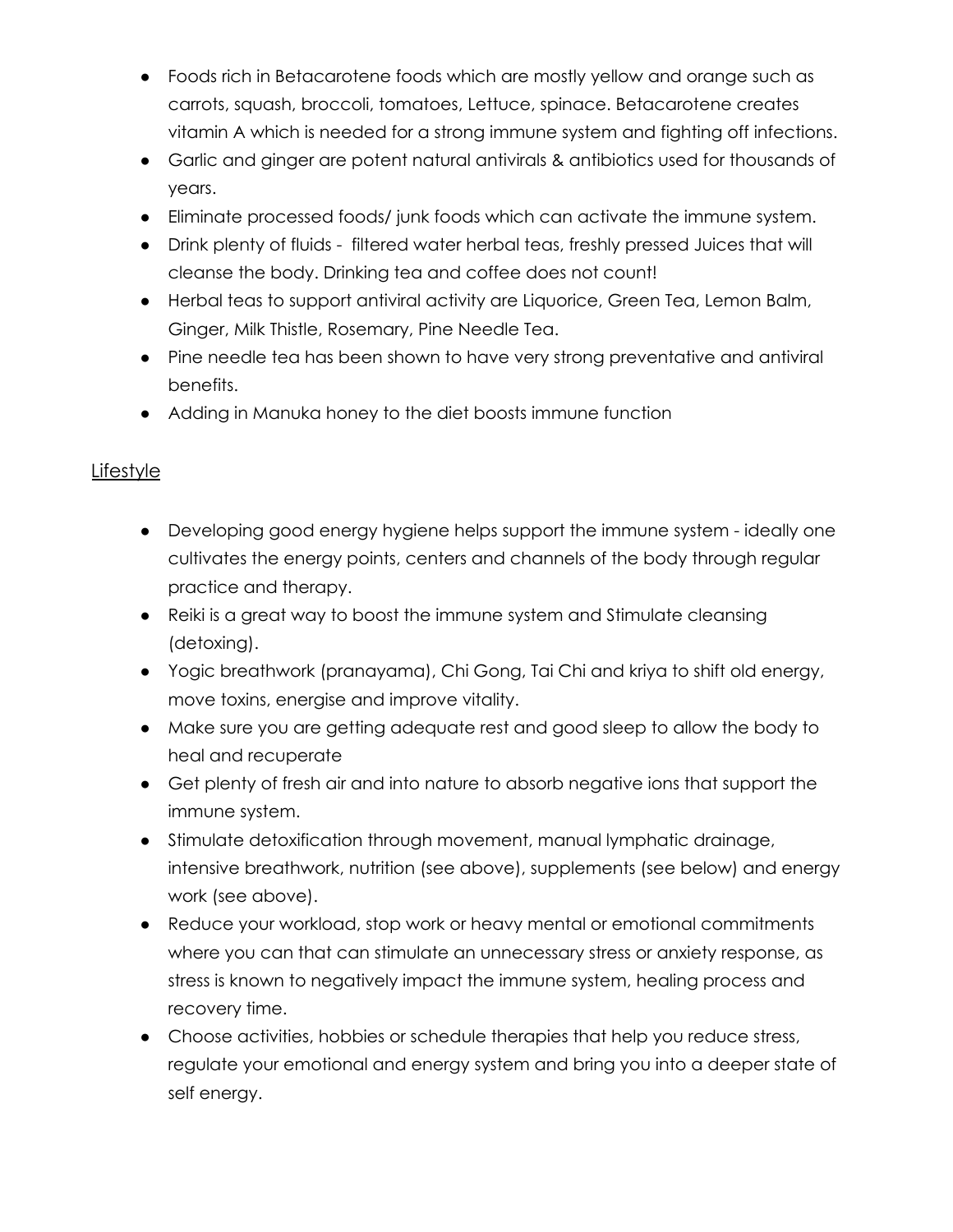- Foods rich in Betacarotene foods which are mostly yellow and orange such as carrots, squash, broccoli, tomatoes, Lettuce, spinace. Betacarotene creates vitamin A which is needed for a strong immune system and fighting off infections.
- Garlic and ginger are potent natural antivirals & antibiotics used for thousands of years.
- Eliminate processed foods/ junk foods which can activate the immune system.
- Drink plenty of fluids - filtered water herbal teas, freshly pressed Juices that will cleanse the body. Drinking tea and coffee does not count!
- Herbal teas to support antiviral activity are Liquorice, Green Tea, Lemon Balm, Ginger, Milk Thistle, Rosemary, Pine Needle Tea.
- Pine needle tea has been shown to have very strong preventative and antiviral benefits.
- Adding in Manuka honey to the diet boosts immune function

<u>Lifestyle</u>

- Developing good energy hygiene helps support the immune system - ideally one cultivates the energy points, centers and channels of the body through regular practice and therapy.
- Reiki is a great way to boost the immune system and Stimulate cleansing (detoxing).
- Yogic breathwork (pranayama), Chi Gong, Tai Chi and kriya to shift old energy, move toxins, energise and improve vitality.
- Make sure you are getting adequate rest and good sleep to allow the body to heal and recuperate
- Get plenty of fresh air and into nature to absorb negative ions that support the immune system.
- Stimulate detoxification through movement, manual lymphatic drainage, intensive breathwork, nutrition (see above), supplements (see below) and energy work (see above).
- Reduce your workload, stop work or heavy mental or emotional commitments where you can that can stimulate an unnecessary stress or anxiety response, as stress is known to negatively impact the immune system, healing process and recovery time.
- Choose activities, hobbies or schedule therapies that help you reduce stress, regulate your emotional and energy system and bring you into a deeper state of self energy.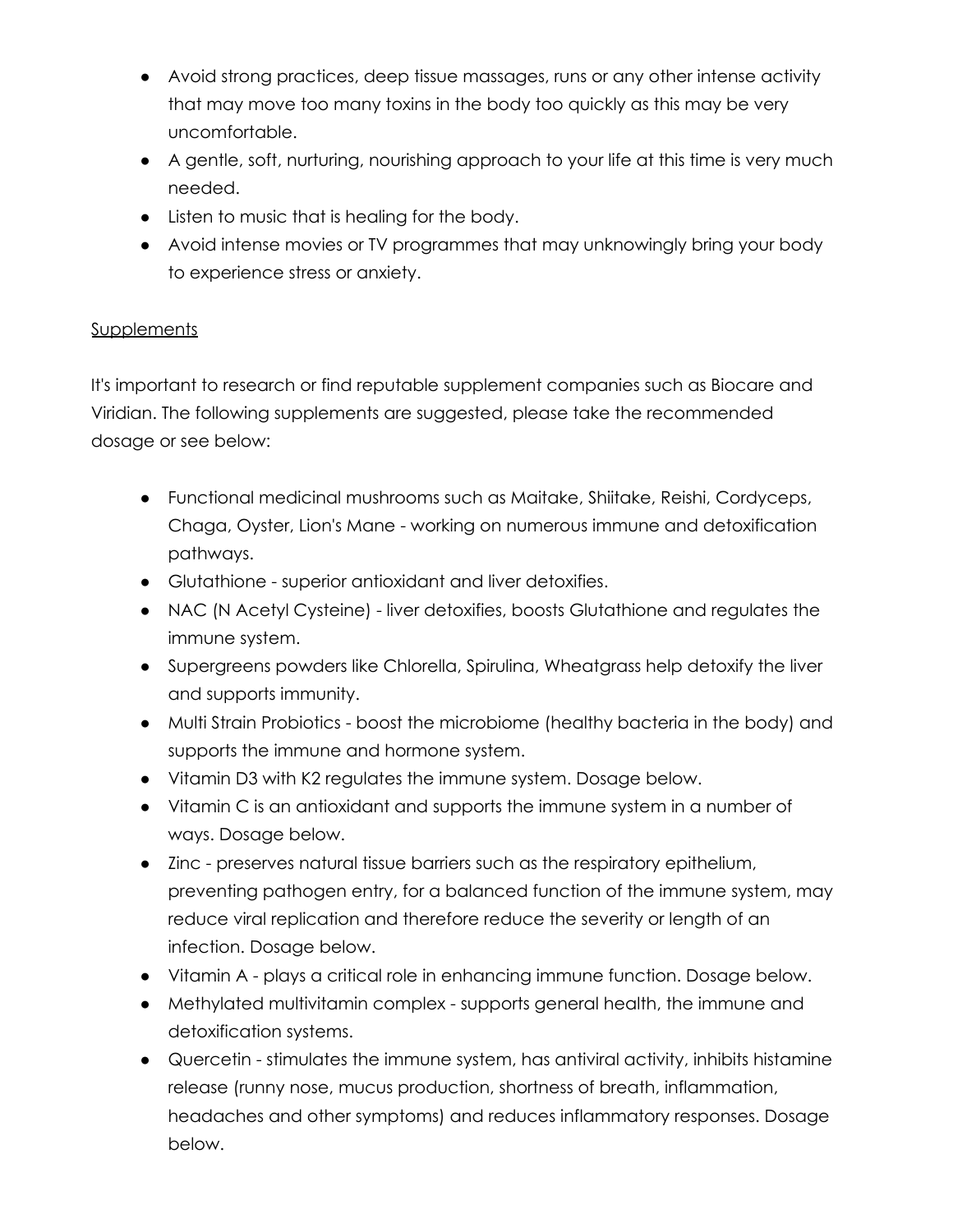- Avoid strong practices, deep tissue massages, runs or any other intense activity that may move too many toxins in the body too quickly as this may be very uncomfortable.
- A gentle, soft, nurturing, nourishing approach to your life at this time is very much needed.
- Listen to music that is healing for the body.
- Avoid intense movies or TV programmes that may unknowingly bring your body to experience stress or anxiety.

<u>Supplements</u>

It's important to research or find reputable supplement companies such as Biocare and Viridian. The following supplements are suggested, please take the recommended dosage or see below:

- Functional medicinal mushrooms such as Maitake, Shiitake, Reishi, Cordyceps, Chaga, Oyster, Lion's Mane - working on numerous immune and detoxification pathways.
- Glutathione - superior antioxidant and liver detoxifies.
- NAC (N Acetyl Cysteine) - liver detoxifies, boosts Glutathione and regulates the immune system.
- Supergreens powders like Chlorella, Spirulina, Wheatgrass help detoxify the liver and supports immunity.
- Multi Strain Probiotics - boost the microbiome (healthy bacteria in the body) and supports the immune and hormone system.
- Vitamin D3 with K2 regulates the immune system. Dosage below.
- Vitamin C is an antioxidant and supports the immune system in a number of ways. Dosage below.
- Zinc - preserves natural tissue barriers such as the respiratory epithelium, preventing pathogen entry, for a balanced function of the immune system, may reduce viral replication and therefore reduce the severity or length of an infection. Dosage below.
- Vitamin A - plays a critical role in enhancing immune function. Dosage below.
- Methylated multivitamin complex - supports general health, the immune and detoxification systems.
- Quercetin - stimulates the immune system, has antiviral activity, inhibits histamine release (runny nose, mucus production, shortness of breath, inflammation, headaches and other symptoms) and reduces inflammatory responses. Dosage below.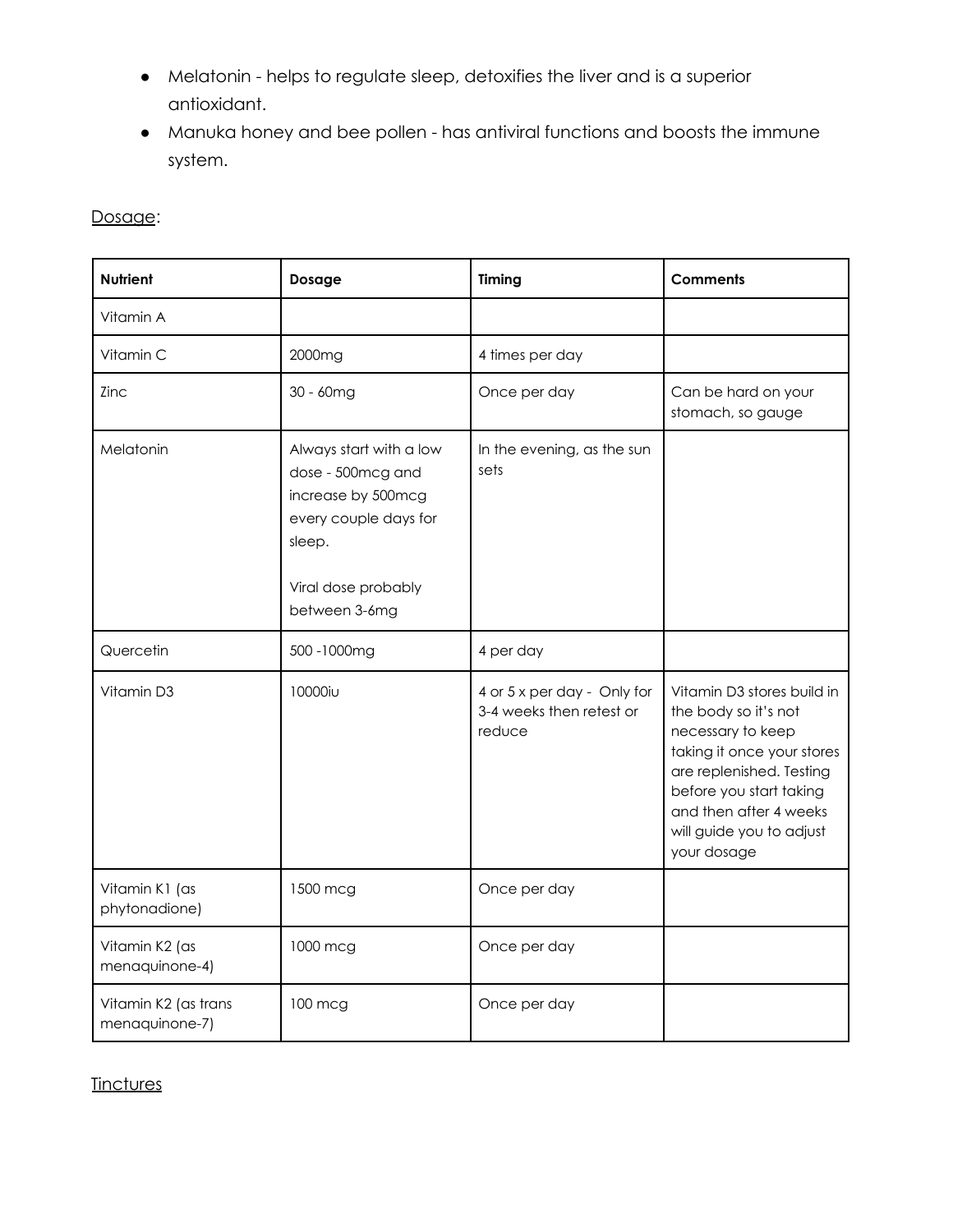- Melatonin - helps to regulate sleep, detoxifies the liver and is a superior antioxidant.
- Manuka honey and bee pollen - has antiviral functions and boosts the immune system.

Dosage:

| Nutrient | Dosage | Timing | Comments |
|---|---|---|---|
| Vitamin A | | | |
| Vitamin C | 2000mg | 4 times per day | |
| Zinc | 30 - 60mg | Once per day | Can be hard on your stomach, so gauge |
| Melatonin | Always start with a low dose - 500mcg and increase by 500mcg every couple days for sleep.<br><br>Viral dose probably between 3-6mg | In the evening, as the sun sets | |
| Quercetin | 500 -1000mg | 4 per day | |
| Vitamin D3 | 10000iu | 4 or 5 x per day - Only for 3-4 weeks then retest or reduce | Vitamin D3 stores build in the body so it's not necessary to keep taking it once your stores are replenished. Testing before you start taking and then after 4 weeks will guide you to adjust your dosage |
| Vitamin K1 (as phytonadione) | 1500 mcg | Once per day | |
| Vitamin K2 (as menaquinone-4) | 1000 mcg | Once per day | |
| Vitamin K2 (as trans menaquinone-7) | 100 mcg | Once per day | |

Tinctures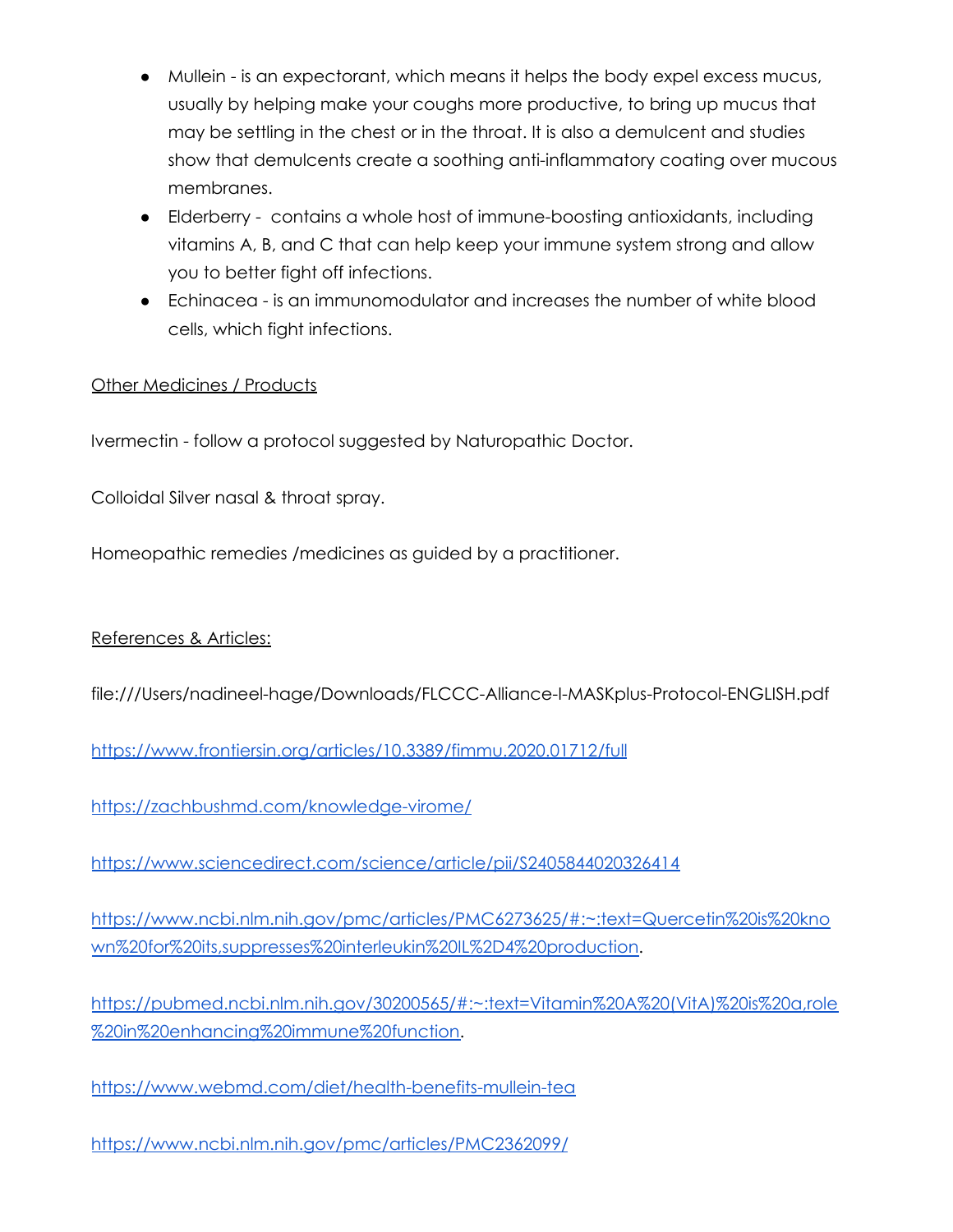- Mullein - is an expectorant, which means it helps the body expel excess mucus, usually by helping make your coughs more productive, to bring up mucus that may be settling in the chest or in the throat. It is also a demulcent and studies show that demulcents create a soothing anti-inflammatory coating over mucous membranes.
- Elderberry - contains a whole host of immune-boosting antioxidants, including vitamins A, B, and C that can help keep your immune system strong and allow you to better fight off infections.
- Echinacea - is an immunomodulator and increases the number of white blood cells, which fight infections.

<u>Other Medicines / Products</u>

Ivermectin - follow a protocol suggested by Naturopathic Doctor.

Colloidal Silver nasal & throat spray.

Homeopathic remedies /medicines as guided by a practitioner.

<u>References & Articles:</u>

file:///Users/nadineel-hage/Downloads/FLCCC-Alliance-I-MASKplus-Protocol-ENGLISH.pdf

https://www.frontiersin.org/articles/10.3389/fimmu.2020.01712/full

https://zachbushmd.com/knowledge-virome/

https://www.sciencedirect.com/science/article/pii/S2405844020326414

https://www.ncbi.nlm.nih.gov/pmc/articles/PMC6273625/#:~:text=Quercetin%20is%20known%20for%20its,suppresses%20interleukin%20IL%2D4%20production.

https://pubmed.ncbi.nlm.nih.gov/30200565/#:~:text=Vitamin%20A%20(VitA)%20is%20a,role%20in%20enhancing%20immune%20function.

https://www.webmd.com/diet/health-benefits-mullein-tea

https://www.ncbi.nlm.nih.gov/pmc/articles/PMC2362099/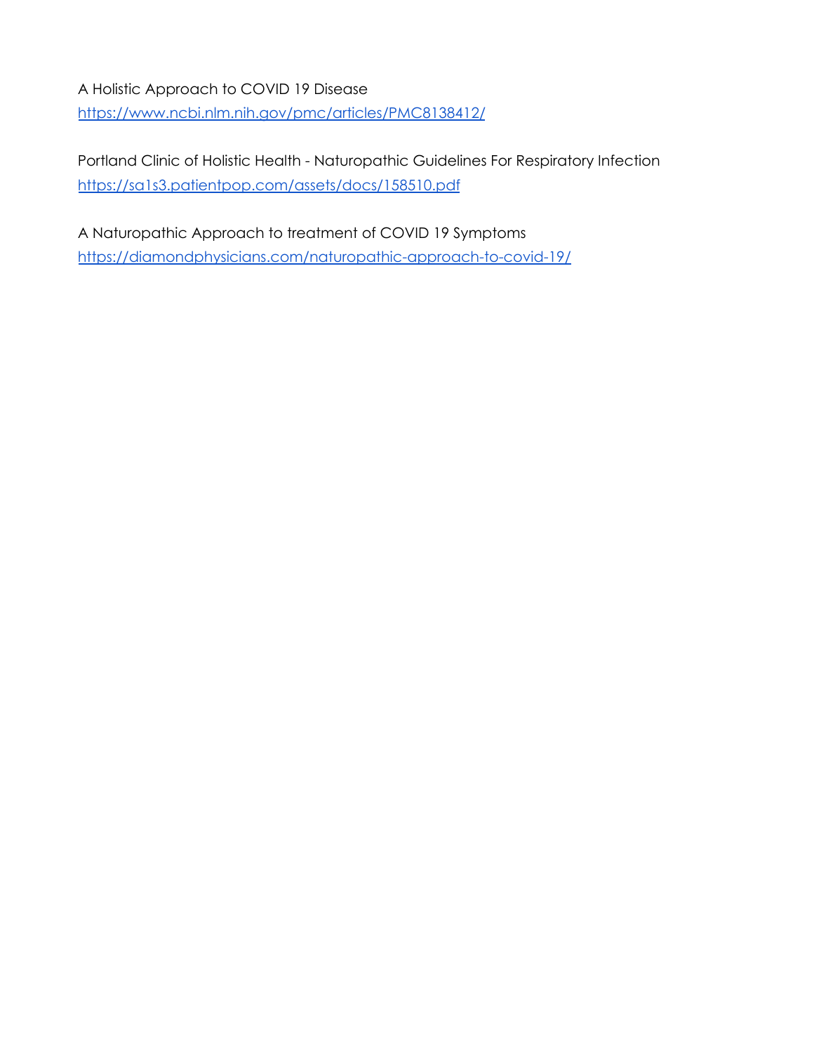A Holistic Approach to COVID 19 Disease
https://www.ncbi.nlm.nih.gov/pmc/articles/PMC8138412/

Portland Clinic of Holistic Health - Naturopathic Guidelines For Respiratory Infection
https://sa1s3.patientpop.com/assets/docs/158510.pdf

A Naturopathic Approach to treatment of COVID 19 Symptoms
https://diamondphysicians.com/naturopathic-approach-to-covid-19/